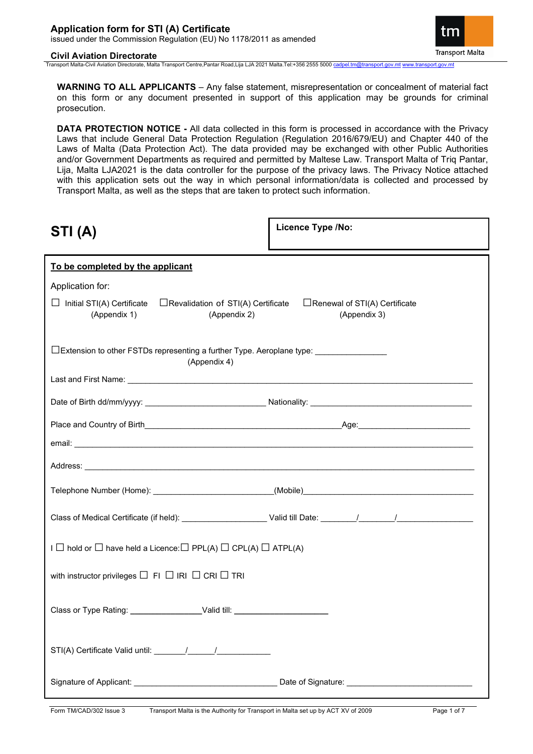# Application form for STI (A) Certificate

issued under the Commission Regulation (EU) No 1178/2011 as amended

**Civil Aviation Directorate**

Transport Malta-Civil Aviation Directorate, Malta Transport Centre,Pantar Road,Lija LJA 2021 Malta.Tel:+356 2555 5000 cadpel.tm@transport.gov.mt www.transport.gov.mt

**WARNING TO ALL APPLICANTS** – Any false statement, misrepresentation or concealment of material fact on this form or any document presented in support of this application may be grounds for criminal prosecution.

**DATA PROTECTION NOTICE -** All data collected in this form is processed in accordance with the Privacy Laws that include General Data Protection Regulation (Regulation 2016/679/EU) and Chapter 440 of the Laws of Malta (Data Protection Act). The data provided may be exchanged with other Public Authorities and/or Government Departments as required and permitted by Maltese Law. Transport Malta of Triq Pantar, Lija, Malta LJA2021 is the data controller for the purpose of the privacy laws. The Privacy Notice attached with this application sets out the way in which personal information/data is collected and processed by Transport Malta, as well as the steps that are taken to protect such information.

## STI (A)

**Licence Type /No:**

**To be completed by the applicant**

Application for:

☐ Initial STI(A) Certificate (Appendix 1)    ☐Revalidation of STI(A) Certificate (Appendix 2)    ☐Renewal of STI(A) Certificate (Appendix 3)

☐Extension to other FSTDs representing a further Type. Aeroplane type: _______________ (Appendix 4)

Last and First Name: ___________________________________________

Date of Birth dd/mm/yyyy: __________________________ Nationality: ___________________________

Place and Country of Birth___________________________________________Age:________________________

email: ___________________________________________

Address: ___________________________________________

Telephone Number (Home): __________________________(Mobile)_____________________________________

Class of Medical Certificate (if held): __________________ Valid till Date: _______/_______/________________

I ☐ hold or ☐ have held a Licence:☐ PPL(A) ☐ CPL(A) ☐ ATPL(A)

with instructor privileges ☐ FI ☐ IRI ☐ CRI ☐ TRI

Class or Type Rating: _______________Valid till: ____________________

STI(A) Certificate Valid until: _______/______/____________

Signature of Applicant: ______________________________ Date of Signature: ___________________________

Form TM/CAD/302 Issue 3    Transport Malta is the Authority for Transport in Malta set up by ACT XV of 2009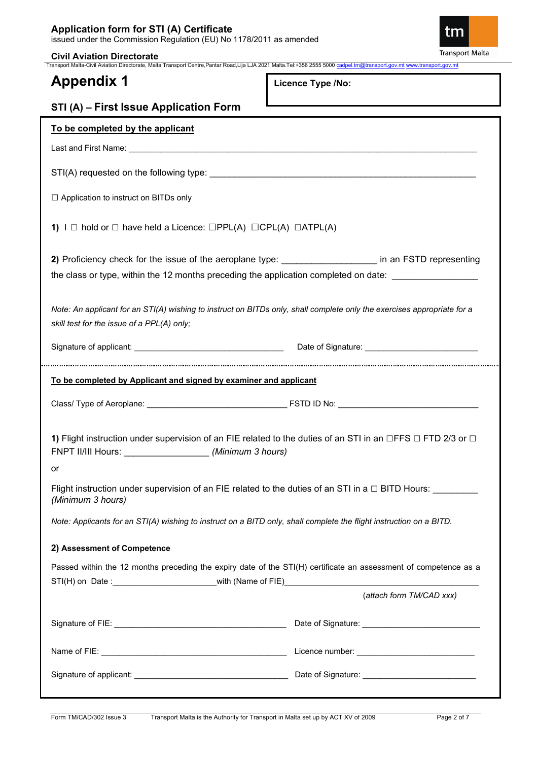## Appendix 1

**Licence Type /No:**

## STI (A) – First Issue Application Form

**To be completed by the applicant**

Last and First Name: ___________________________________________________________________________

STI(A) requested on the following type: ___________________________________________________

☐ Application to instruct on BITDs only

**1)** I ☐ hold or ☐ have held a Licence: ☐PPL(A) ☐CPL(A) ☐ATPL(A)

**2)** Proficiency check for the issue of the aeroplane type: __________________ in an FSTD representing the class or type, within the 12 months preceding the application completed on date: ________________

*Note: An applicant for an STI(A) wishing to instruct on BITDs only, shall complete only the exercises appropriate for a skill test for the issue of a PPL(A) only;*

Signature of applicant: ________________________________ Date of Signature: ________________________

**To be completed by Applicant and signed by examiner and applicant**

Class/ Type of Aeroplane: ______________________________ FSTD ID No: ______________________________

**1)** Flight instruction under supervision of an FIE related to the duties of an STI in an ☐FFS ☐ FTD 2/3 or ☐ FNPT II/III Hours: ________________ *(Minimum 3 hours)*

or

Flight instruction under supervision of an FIE related to the duties of an STI in a ☐ BITD Hours: _________ *(Minimum 3 hours)*

*Note: Applicants for an STI(A) wishing to instruct on a BITD only, shall complete the flight instruction on a BITD.*

**2) Assessment of Competence**

Passed within the 12 months preceding the expiry date of the STI(H) certificate an assessment of competence as a STI(H) on Date :______________________with (Name of FIE)__________________________________________

*(attach form TM/CAD xxx)*

Signature of FIE: ____________________________________ Date of Signature: ________________________

Name of FIE: ________________________________________ Licence number: _________________________

Signature of applicant: ________________________________ Date of Signature: ________________________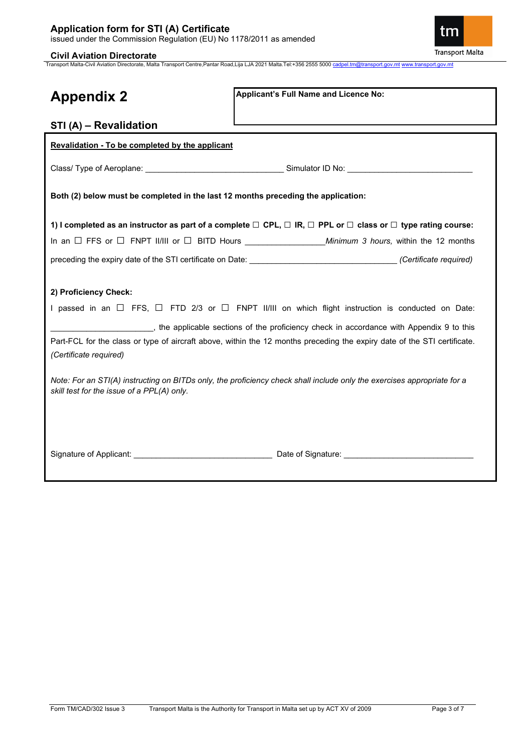# Appendix 2

**Applicant's Full Name and Licence No:**

## STI (A) – Revalidation

**Revalidation - To be completed by the applicant**

Class/ Type of Aeroplane: ______________________________ Simulator ID No: ___________________________

**Both (2) below must be completed in the last 12 months preceding the application:**

**1) I completed as an instructor as part of a complete ☐ CPL, ☐ IR, ☐ PPL or ☐ class or ☐ type rating course:**

In an ☐ FFS or ☐ FNPT II/III or ☐ BITD Hours ________________ *Minimum 3 hours,* within the 12 months preceding the expiry date of the STI certificate on Date: ________________________________ *(Certificate required)*

**2) Proficiency Check:**

I passed in an ☐ FFS, ☐ FTD 2/3 or ☐ FNPT II/III on which flight instruction is conducted on Date: ______________________, the applicable sections of the proficiency check in accordance with Appendix 9 to this Part-FCL for the class or type of aircraft above, within the 12 months preceding the expiry date of the STI certificate. *(Certificate required)*

*Note: For an STI(A) instructing on BITDs only, the proficiency check shall include only the exercises appropriate for a skill test for the issue of a PPL(A) only.*

Signature of Applicant: ______________________________ Date of Signature: ____________________________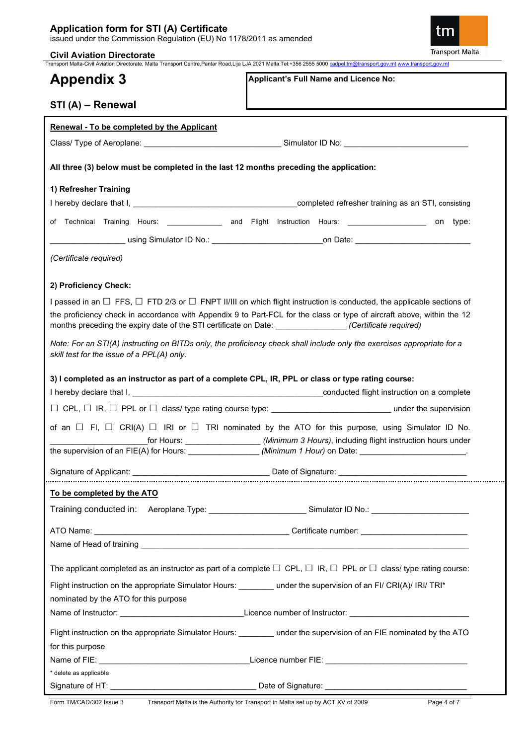# Appendix 3

## STI (A) – Renewal

**Applicant's Full Name and Licence No:**

**Renewal - To be completed by the Applicant**

Class/ Type of Aeroplane: ______________________________ Simulator ID No: ___________________________

**All three (3) below must be completed in the last 12 months preceding the application:**

**1) Refresher Training**

I hereby declare that I, _____________________________________completed refresher training as an STI, consisting of Technical Training Hours: _____________ and Flight Instruction Hours: __________________ on type: ________________ using Simulator ID No.: ________________________on Date: _________________________

*(Certificate required)*

**2) Proficiency Check:**

I passed in an ☐ FFS, ☐ FTD 2/3 or ☐ FNPT II/III on which flight instruction is conducted, the applicable sections of the proficiency check in accordance with Appendix 9 to Part-FCL for the class or type of aircraft above, within the 12 months preceding the expiry date of the STI certificate on Date: _______________ *(Certificate required)*

*Note: For an STI(A) instructing on BITDs only, the proficiency check shall include only the exercises appropriate for a skill test for the issue of a PPL(A) only.*

**3) I completed as an instructor as part of a complete CPL, IR, PPL or class or type rating course:**

I hereby declare that I, ___________________________________________conducted flight instruction on a complete ☐ CPL, ☐ IR, ☐ PPL or ☐ class/ type rating course type: __________________________ under the supervision of an ☐ FI, ☐ CRI(A) ☐ IRI or ☐ TRI nominated by the ATO for this purpose, using Simulator ID No. ____________________for Hours: ________________ *(Minimum 3 Hours)*, including flight instruction hours under the supervision of an FIE(A) for Hours: _______________ *(Minimum 1 Hour)* on Date: _______________________.

Signature of Applicant: ______________________________ Date of Signature: ____________________________

**To be completed by the ATO**

Training conducted in: Aeroplane Type: _____________________ Simulator ID No.: _____________________

ATO Name: ____________________________________________ Certificate number: _______________________

Name of Head of training _____________________________________________________________________________

The applicant completed as an instructor as part of a complete ☐ CPL, ☐ IR, ☐ PPL or ☐ class/ type rating course:

Flight instruction on the appropriate Simulator Hours: ________ under the supervision of an FI/ CRI(A)/ IRI/ TRI* nominated by the ATO for this purpose

Name of Instructor: ___________________________Licence number of Instructor: __________________________

Flight instruction on the appropriate Simulator Hours: ________ under the supervision of an FIE nominated by the ATO for this purpose

Name of FIE: _________________________________Licence number FIE: ______________________________

* delete as applicable

Signature of HT: ________________________________ Date of Signature: ______________________________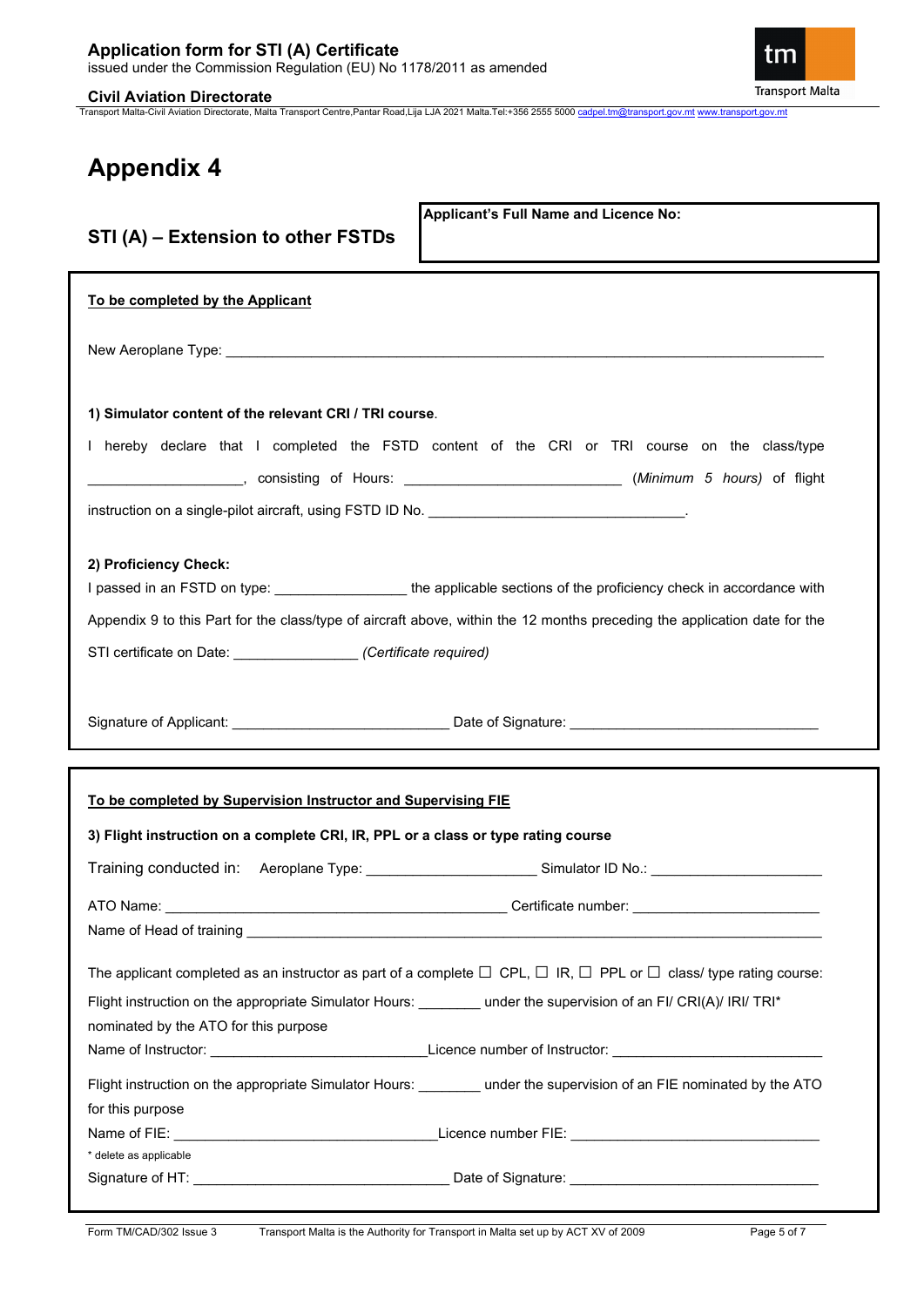# Appendix 4

## STI (A) – Extension to other FSTDs

**Applicant's Full Name and Licence No:**

**To be completed by the Applicant**

New Aeroplane Type: ______________________________________________________________________________

**1) Simulator content of the relevant CRI / TRI course**.

I hereby declare that I completed the FSTD content of the CRI or TRI course on the class/type ___________________, consisting of Hours: __________________________ (*Minimum 5 hours)* of flight instruction on a single-pilot aircraft, using FSTD ID No. _________________________________.

**2) Proficiency Check:**

I passed in an FSTD on type: ________________ the applicable sections of the proficiency check in accordance with Appendix 9 to this Part for the class/type of aircraft above, within the 12 months preceding the application date for the STI certificate on Date: _______________ *(Certificate required)*

Signature of Applicant: ___________________________ Date of Signature: _______________________________

**To be completed by Supervision Instructor and Supervising FIE**

**3) Flight instruction on a complete CRI, IR, PPL or a class or type rating course**

Training conducted in: Aeroplane Type: _____________________ Simulator ID No.: _____________________

ATO Name: ____________________________________________ Certificate number: _______________________

Name of Head of training ________________________________________________________________________

The applicant completed as an instructor as part of a complete ☐ CPL, ☐ IR, ☐ PPL or ☐ class/ type rating course:

Flight instruction on the appropriate Simulator Hours: ________ under the supervision of an FI/ CRI(A)/ IRI/ TRI* nominated by the ATO for this purpose

Name of Instructor: ____________________________Licence number of Instructor: _________________________

Flight instruction on the appropriate Simulator Hours: ________ under the supervision of an FIE nominated by the ATO for this purpose

Name of FIE: _________________________________Licence number FIE: _______________________________

* delete as applicable

Signature of HT: ________________________________ Date of Signature: _______________________________

Form TM/CAD/302 Issue 3 Transport Malta is the Authority for Transport in Malta set up by ACT XV of 2009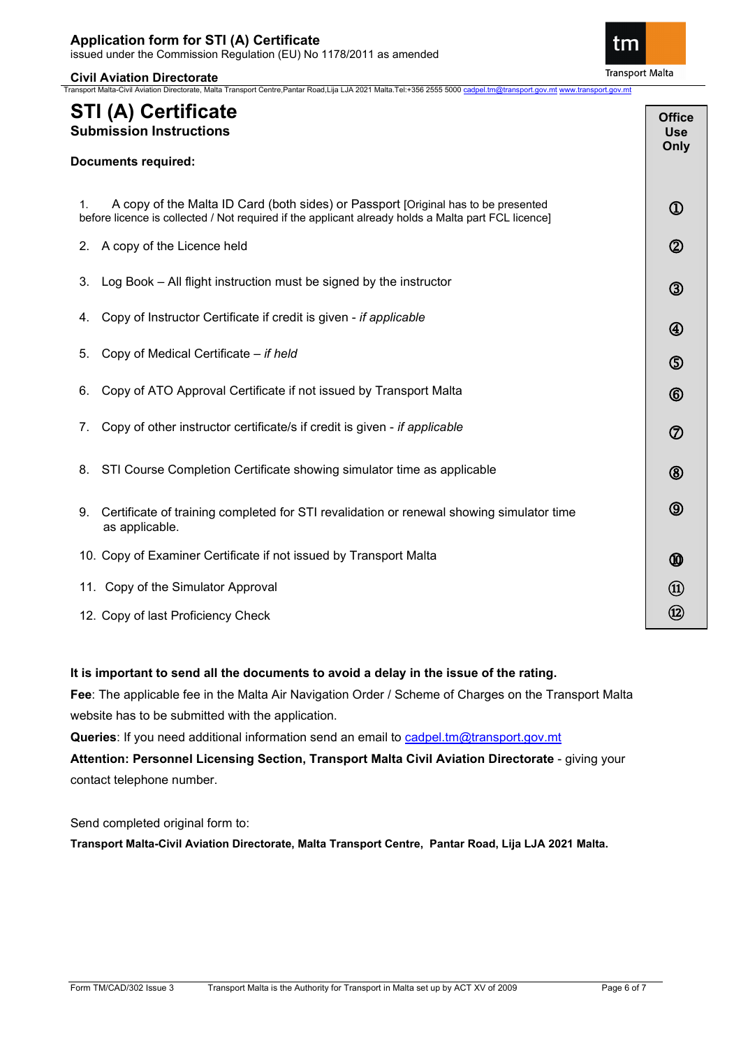# STI (A) Certificate

## Submission Instructions

**Documents required:**

| | Office Use Only |
|---|---|
| 1. A copy of the Malta ID Card (both sides) or Passport [Original has to be presented before licence is collected / Not required if the applicant already holds a Malta part FCL licence] | ① |
| 2. A copy of the Licence held | ② |
| 3. Log Book – All flight instruction must be signed by the instructor | ③ |
| 4. Copy of Instructor Certificate if credit is given - *if applicable* | ④ |
| 5. Copy of Medical Certificate – *if held* | ⑤ |
| 6. Copy of ATO Approval Certificate if not issued by Transport Malta | ⑥ |
| 7. Copy of other instructor certificate/s if credit is given - *if applicable* | ⑦ |
| 8. STI Course Completion Certificate showing simulator time as applicable | ⑧ |
| 9. Certificate of training completed for STI revalidation or renewal showing simulator time as applicable. | ⑨ |
| 10. Copy of Examiner Certificate if not issued by Transport Malta | ⑩ |
| 11. Copy of the Simulator Approval | ⑪ |
| 12. Copy of last Proficiency Check | ⑫ |

**It is important to send all the documents to avoid a delay in the issue of the rating.**

**Fee**: The applicable fee in the Malta Air Navigation Order / Scheme of Charges on the Transport Malta website has to be submitted with the application.

**Queries**: If you need additional information send an email to cadpel.tm@transport.gov.mt

**Attention: Personnel Licensing Section, Transport Malta Civil Aviation Directorate** - giving your contact telephone number.

Send completed original form to:

**Transport Malta-Civil Aviation Directorate, Malta Transport Centre, Pantar Road, Lija LJA 2021 Malta.**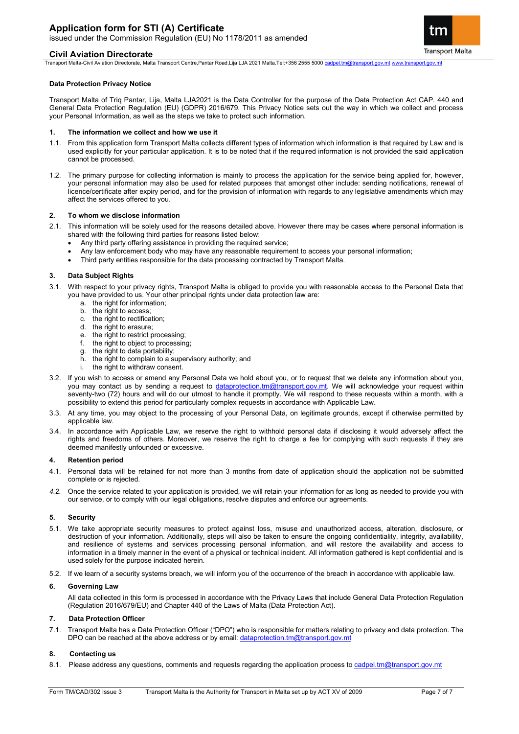### Data Protection Privacy Notice

Transport Malta of Triq Pantar, Lija, Malta LJA2021 is the Data Controller for the purpose of the Data Protection Act CAP. 440 and General Data Protection Regulation (EU) (GDPR) 2016/679. This Privacy Notice sets out the way in which we collect and process your Personal Information, as well as the steps we take to protect such information.

**1. The information we collect and how we use it**

1.1. From this application form Transport Malta collects different types of information which information is that required by Law and is used explicitly for your particular application. It is to be noted that if the required information is not provided the said application cannot be processed.

1.2. The primary purpose for collecting information is mainly to process the application for the service being applied for, however, your personal information may also be used for related purposes that amongst other include: sending notifications, renewal of licence/certificate after expiry period, and for the provision of information with regards to any legislative amendments which may affect the services offered to you.

**2. To whom we disclose information**

2.1. This information will be solely used for the reasons detailed above. However there may be cases where personal information is shared with the following third parties for reasons listed below:

- Any third party offering assistance in providing the required service;
- Any law enforcement body who may have any reasonable requirement to access your personal information;
- Third party entities responsible for the data processing contracted by Transport Malta.

**3. Data Subject Rights**

3.1. With respect to your privacy rights, Transport Malta is obliged to provide you with reasonable access to the Personal Data that you have provided to us. Your other principal rights under data protection law are:

a. the right for information;
b. the right to access;
c. the right to rectification;
d. the right to erasure;
e. the right to restrict processing;
f. the right to object to processing;
g. the right to data portability;
h. the right to complain to a supervisory authority; and
i. the right to withdraw consent.

3.2. If you wish to access or amend any Personal Data we hold about you, or to request that we delete any information about you, you may contact us by sending a request to dataprotection.tm@transport.gov.mt. We will acknowledge your request within seventy-two (72) hours and will do our utmost to handle it promptly. We will respond to these requests within a month, with a possibility to extend this period for particularly complex requests in accordance with Applicable Law.

3.3. At any time, you may object to the processing of your Personal Data, on legitimate grounds, except if otherwise permitted by applicable law.

3.4. In accordance with Applicable Law, we reserve the right to withhold personal data if disclosing it would adversely affect the rights and freedoms of others. Moreover, we reserve the right to charge a fee for complying with such requests if they are deemed manifestly unfounded or excessive.

**4. Retention period**

4.1. Personal data will be retained for not more than 3 months from date of application should the application not be submitted complete or is rejected.

*4.2.* Once the service related to your application is provided, we will retain your information for as long as needed to provide you with our service, or to comply with our legal obligations, resolve disputes and enforce our agreements.

**5. Security**

5.1. We take appropriate security measures to protect against loss, misuse and unauthorized access, alteration, disclosure, or destruction of your information. Additionally, steps will also be taken to ensure the ongoing confidentiality, integrity, availability, and resilience of systems and services processing personal information, and will restore the availability and access to information in a timely manner in the event of a physical or technical incident. All information gathered is kept confidential and is used solely for the purpose indicated herein.

5.2. If we learn of a security systems breach, we will inform you of the occurrence of the breach in accordance with applicable law.

**6. Governing Law**

All data collected in this form is processed in accordance with the Privacy Laws that include General Data Protection Regulation (Regulation 2016/679/EU) and Chapter 440 of the Laws of Malta (Data Protection Act).

**7. Data Protection Officer**

7.1. Transport Malta has a Data Protection Officer ("DPO") who is responsible for matters relating to privacy and data protection. The DPO can be reached at the above address or by email: dataprotection.tm@transport.gov.mt

**8. Contacting us**

8.1. Please address any questions, comments and requests regarding the application process to cadpel.tm@transport.gov.mt